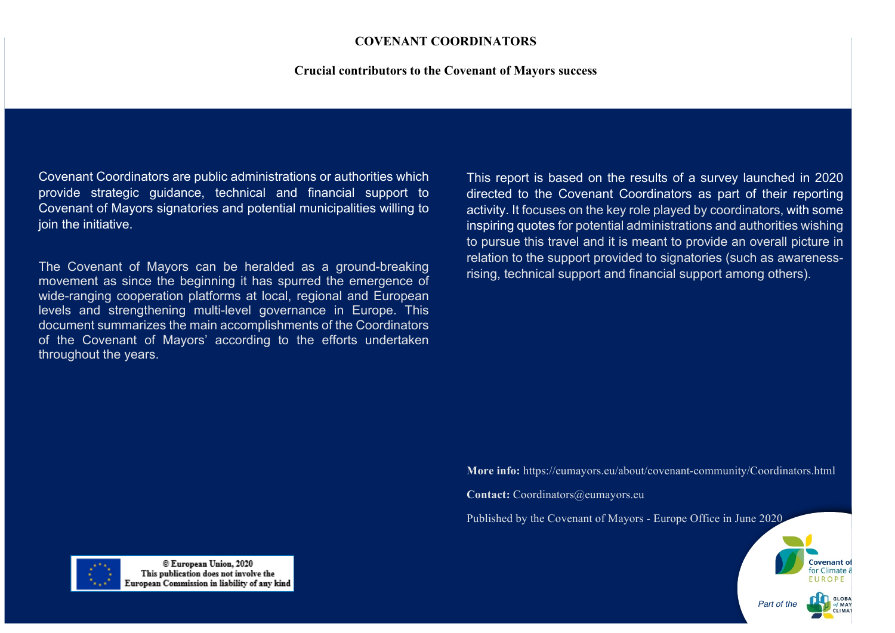# COVENANT COORDINATORS

## Crucial contributors to the Covenant of Mayors success

Covenant Coordinators are public administrations or authorities which provide strategic guidance, technical and financial support to Covenant of Mayors signatories and potential municipalities willing to join the initiative.

The Covenant of Mayors can be heralded as a ground-breaking movement as since the beginning it has spurred the emergence of wide-ranging cooperation platforms at local, regional and European levels and strengthening multi-level governance in Europe. This document summarizes the main accomplishments of the Coordinators of the Covenant of Mayors' according to the efforts undertaken throughout the years.

This report is based on the results of a survey launched in 2020 directed to the Covenant Coordinators as part of their reporting activity. It focuses on the key role played by coordinators, with some inspiring quotes for potential administrations and authorities wishing to pursue this travel and it is meant to provide an overall picture in relation to the support provided to signatories (such as awareness-rising, technical support and financial support among others).

**More info:** https://eumayors.eu/about/covenant-community/Coordinators.html

**Contact:** Coordinators@eumayors.eu

Published by the Covenant of Mayors - Europe Office in June 2020

© European Union, 2020
This publication does not involve the European Commission in liability of any kind

Covenant of Mayors for Climate & Energy EUROPE

Part of the Global Covenant of Mayors for Climate & Energy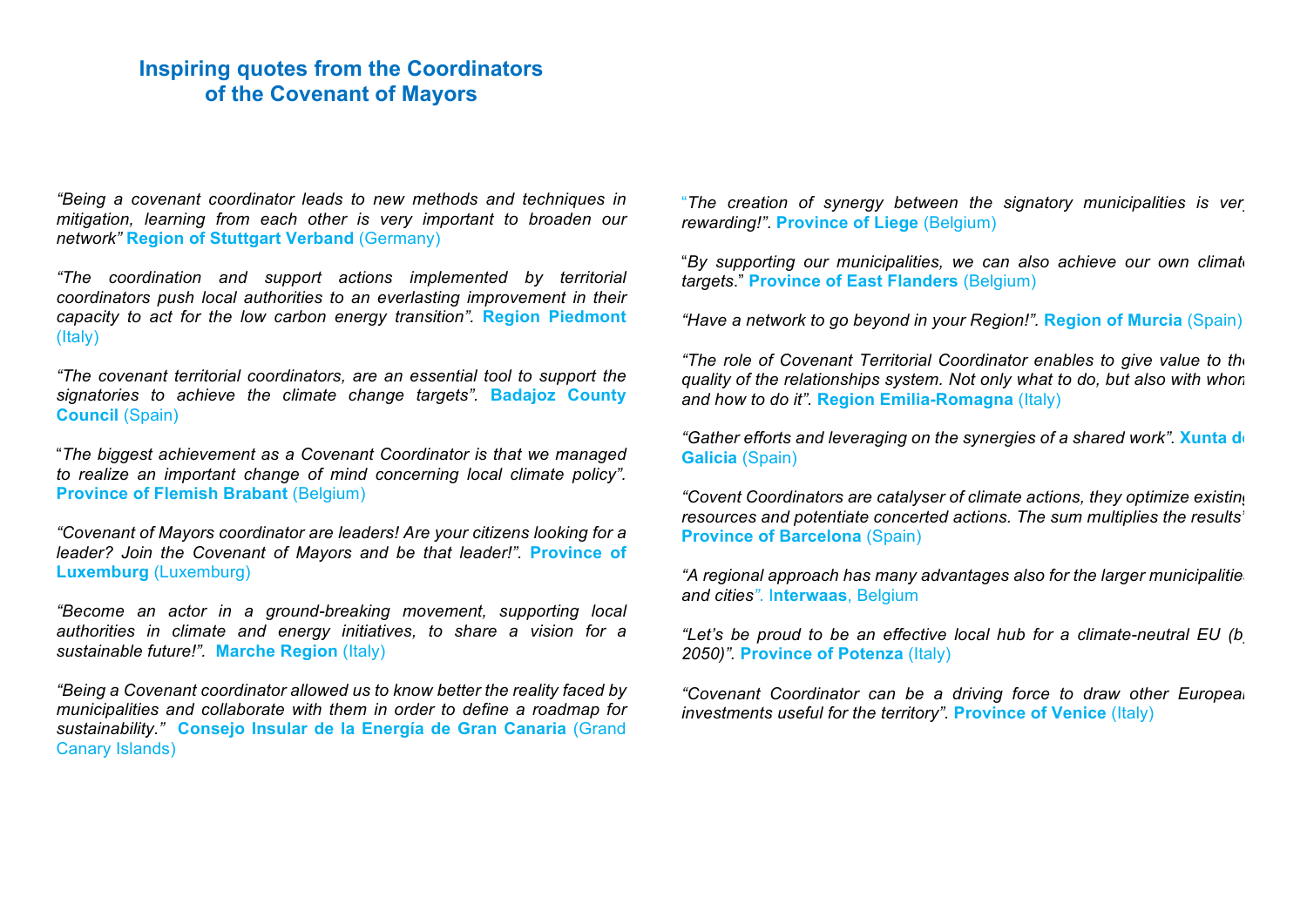# Inspiring quotes from the Coordinators of the Covenant of Mayors

*"Being a covenant coordinator leads to new methods and techniques in mitigation, learning from each other is very important to broaden our network"* **Region of Stuttgart Verband** (Germany)

*"The coordination and support actions implemented by territorial coordinators push local authorities to an everlasting improvement in their capacity to act for the low carbon energy transition".* **Region Piedmont** (Italy)

*"The covenant territorial coordinators, are an essential tool to support the signatories to achieve the climate change targets".* **Badajoz County Council** (Spain)

"*The biggest achievement as a Covenant Coordinator is that we managed to realize an important change of mind concerning local climate policy".* **Province of Flemish Brabant** (Belgium)

*"Covenant of Mayors coordinator are leaders! Are your citizens looking for a leader? Join the Covenant of Mayors and be that leader!".* **Province of Luxemburg** (Luxemburg)

*"Become an actor in a ground-breaking movement, supporting local authorities in climate and energy initiatives, to share a vision for a sustainable future!".* **Marche Region** (Italy)

*"Being a Covenant coordinator allowed us to know better the reality faced by municipalities and collaborate with them in order to define a roadmap for sustainability."* **Consejo Insular de la Energía de Gran Canaria** (Grand Canary Islands)

"*The creation of synergy between the signatory municipalities is very rewarding!".* **Province of Liege** (Belgium)

"*By supporting our municipalities, we can also achieve our own climate targets*." **Province of East Flanders** (Belgium)

*"Have a network to go beyond in your Region!".* **Region of Murcia** (Spain)

*"The role of Covenant Territorial Coordinator enables to give value to the quality of the relationships system. Not only what to do, but also with whom and how to do it".* **Region Emilia-Romagna** (Italy)

*"Gather efforts and leveraging on the synergies of a shared work".* **Xunta de Galicia** (Spain)

*"Covent Coordinators are catalyser of climate actions, they optimize existing resources and potentiate concerted actions. The sum multiplies the results"* **Province of Barcelona** (Spain)

*"A regional approach has many advantages also for the larger municipalities and cities".* **Interwaas**, Belgium

*"Let's be proud to be an effective local hub for a climate-neutral EU (by 2050)".* **Province of Potenza** (Italy)

*"Covenant Coordinator can be a driving force to draw other European investments useful for the territory".* **Province of Venice** (Italy)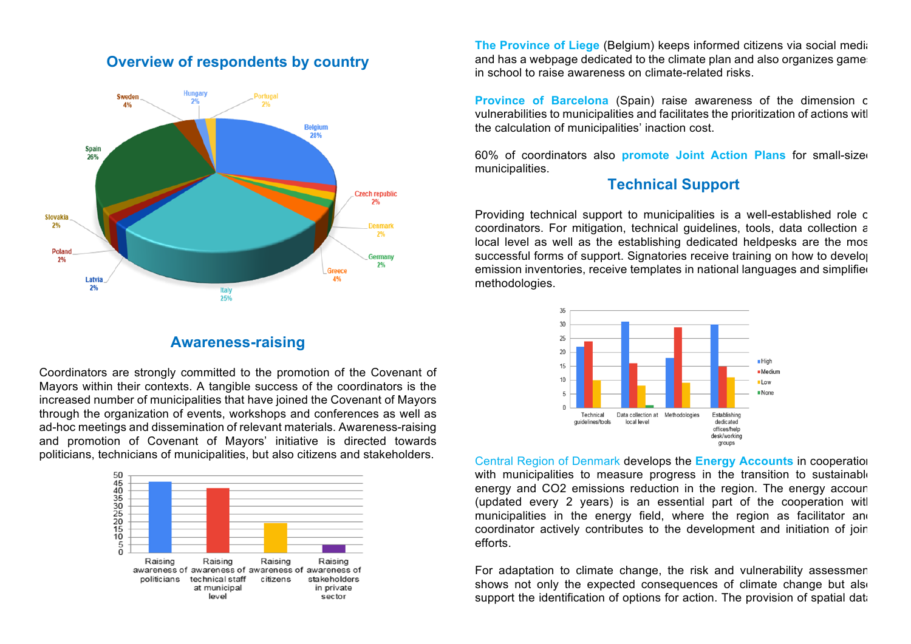## Overview of respondents by country

## Awareness-raising

Coordinators are strongly committed to the promotion of the Covenant of Mayors within their contexts. A tangible success of the coordinators is the increased number of municipalities that have joined the Covenant of Mayors through the organization of events, workshops and conferences as well as ad-hoc meetings and dissemination of relevant materials. Awareness-raising and promotion of Covenant of Mayors' initiative is directed towards politicians, technicians of municipalities, but also citizens and stakeholders.

**The Province of Liege** (Belgium) keeps informed citizens via social media and has a webpage dedicated to the climate plan and also organizes games in school to raise awareness on climate-related risks.

**Province of Barcelona** (Spain) raise awareness of the dimension of vulnerabilities to municipalities and facilitates the prioritization of actions with the calculation of municipalities' inaction cost.

60% of coordinators also **promote Joint Action Plans** for small-sized municipalities.

## Technical Support

Providing technical support to municipalities is a well-established role of coordinators. For mitigation, technical guidelines, tools, data collection at local level as well as the establishing dedicated heldpesks are the most successful forms of support. Signatories receive training on how to develop emission inventories, receive templates in national languages and simplified methodologies.

Central Region of Denmark develops the **Energy Accounts** in cooperation with municipalities to measure progress in the transition to sustainable energy and $CO_2$ emissions reduction in the region. The energy account (updated every 2 years) is an essential part of the cooperation with municipalities in the energy field, where the region as facilitator and coordinator actively contributes to the development and initiation of joint efforts.

For adaptation to climate change, the risk and vulnerability assessment shows not only the expected consequences of climate change but also support the identification of options for action. The provision of spatial data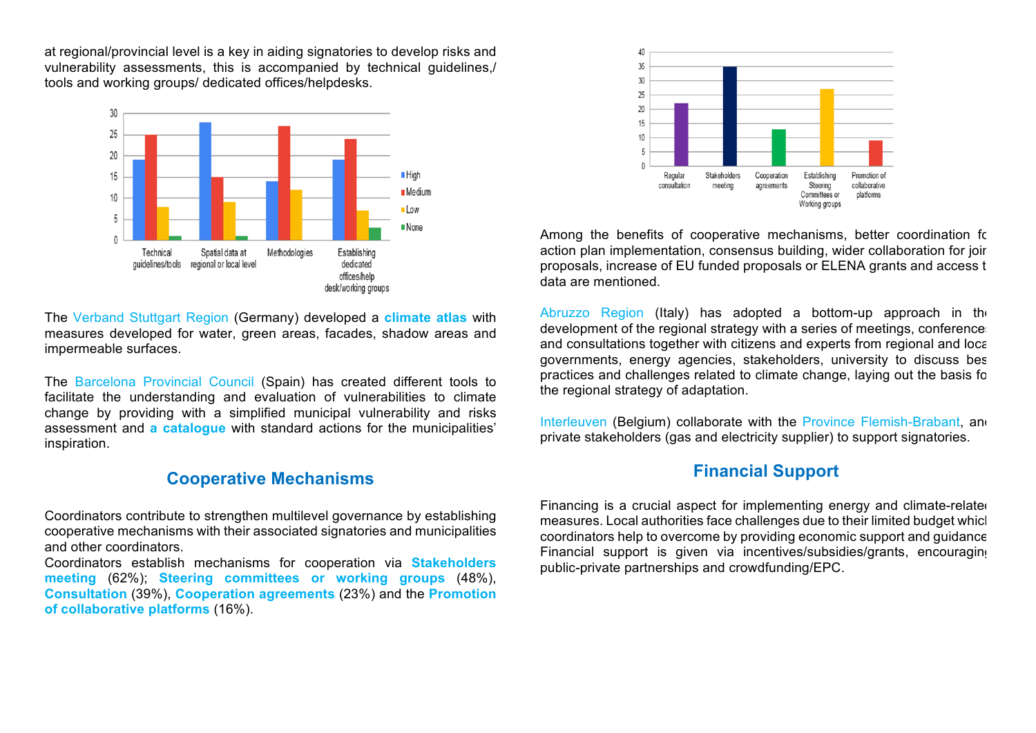at regional/provincial level is a key in aiding signatories to develop risks and vulnerability assessments, this is accompanied by technical guidelines,/ tools and working groups/ dedicated offices/helpdesks.

The Verband Stuttgart Region (Germany) developed a **climate atlas** with measures developed for water, green areas, facades, shadow areas and impermeable surfaces.

The Barcelona Provincial Council (Spain) has created different tools to facilitate the understanding and evaluation of vulnerabilities to climate change by providing with a simplified municipal vulnerability and risks assessment and **a catalogue** with standard actions for the municipalities' inspiration.

## Cooperative Mechanisms

Coordinators contribute to strengthen multilevel governance by establishing cooperative mechanisms with their associated signatories and municipalities and other coordinators.
Coordinators establish mechanisms for cooperation via **Stakeholders meeting** (62%); **Steering committees or working groups** (48%), **Consultation** (39%), **Cooperation agreements** (23%) and the **Promotion of collaborative platforms** (16%).

Among the benefits of cooperative mechanisms, better coordination fo action plan implementation, consensus building, wider collaboration for joir proposals, increase of EU funded proposals or ELENA grants and access t data are mentioned.

Abruzzo Region (Italy) has adopted a bottom-up approach in the development of the regional strategy with a series of meetings, conferences and consultations together with citizens and experts from regional and loca governments, energy agencies, stakeholders, university to discuss bes practices and challenges related to climate change, laying out the basis fo the regional strategy of adaptation.

Interleuven (Belgium) collaborate with the Province Flemish-Brabant, an private stakeholders (gas and electricity supplier) to support signatories.

## Financial Support

Financing is a crucial aspect for implementing energy and climate-relatec measures. Local authorities face challenges due to their limited budget whicl coordinators help to overcome by providing economic support and guidance Financial support is given via incentives/subsidies/grants, encouragin public-private partnerships and crowdfunding/EPC.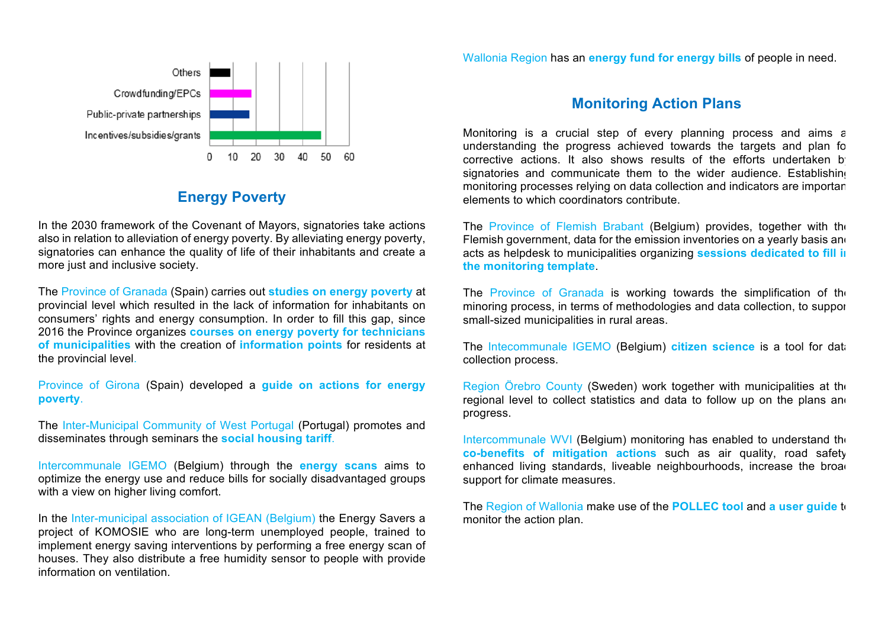Others

Crowdfunding/EPCs

Public-private partnerships

Incentives/subsidies/grants

0 10 20 30 40 50 60

## Energy Poverty

In the 2030 framework of the Covenant of Mayors, signatories take actions also in relation to alleviation of energy poverty. By alleviating energy poverty, signatories can enhance the quality of life of their inhabitants and create a more just and inclusive society.

The Province of Granada (Spain) carries out **studies on energy poverty** at provincial level which resulted in the lack of information for inhabitants on consumers' rights and energy consumption. In order to fill this gap, since 2016 the Province organizes **courses on energy poverty for technicians of municipalities** with the creation of **information points** for residents at the provincial level.

Province of Girona (Spain) developed a **guide on actions for energy poverty**.

The Inter-Municipal Community of West Portugal (Portugal) promotes and disseminates through seminars the **social housing tariff**.

Intercommunale IGEMO (Belgium) through the **energy scans** aims to optimize the energy use and reduce bills for socially disadvantaged groups with a view on higher living comfort.

In the Inter-municipal association of IGEAN (Belgium) the Energy Savers a project of KOMOSIE who are long-term unemployed people, trained to implement energy saving interventions by performing a free energy scan of houses. They also distribute a free humidity sensor to people with provide information on ventilation.

Wallonia Region has an **energy fund for energy bills** of people in need.

## Monitoring Action Plans

Monitoring is a crucial step of every planning process and aims a understanding the progress achieved towards the targets and plan fo corrective actions. It also shows results of the efforts undertaken b signatories and communicate them to the wider audience. Establishin monitoring processes relying on data collection and indicators are importan elements to which coordinators contribute.

The Province of Flemish Brabant (Belgium) provides, together with th Flemish government, data for the emission inventories on a yearly basis an acts as helpdesk to municipalities organizing **sessions dedicated to fill i the monitoring template**.

The Province of Granada is working towards the simplification of th minoring process, in terms of methodologies and data collection, to suppo small-sized municipalities in rural areas.

The Intecommunale IGEMO (Belgium) **citizen science** is a tool for dat collection process.

Region Örebro County (Sweden) work together with municipalities at th regional level to collect statistics and data to follow up on the plans an progress.

Intercommunale WVI (Belgium) monitoring has enabled to understand th **co-benefits of mitigation actions** such as air quality, road safety enhanced living standards, liveable neighbourhoods, increase the broa support for climate measures.

The Region of Wallonia make use of the **POLLEC tool** and **a user guide** t monitor the action plan.